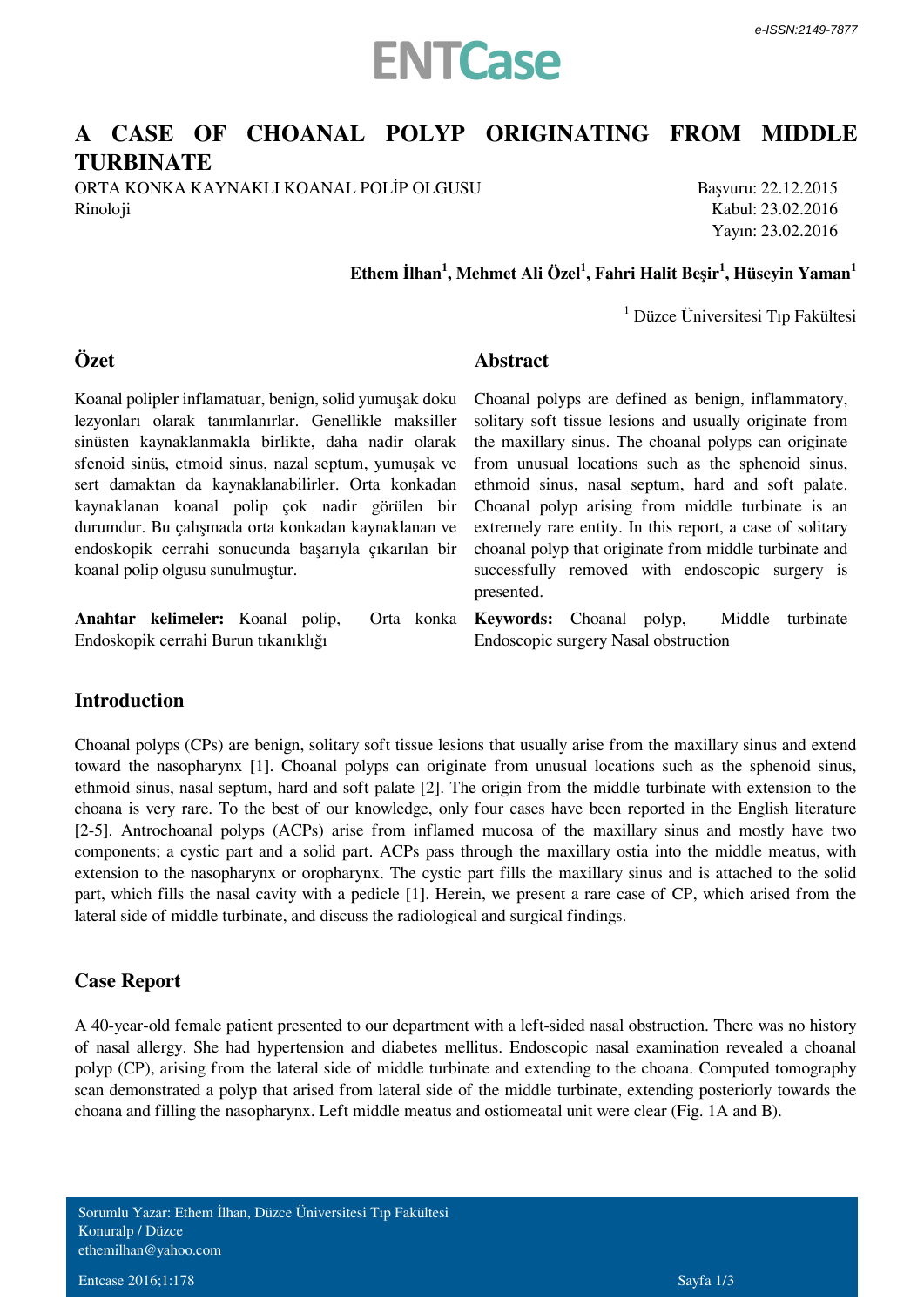# A CASE OF CHOANAL POLYP ORIGINATING FROM MIDDLE TURBINATE

ORTA KONKA KAYNAKLI KOANAL POLİP OLGUSU
Rinoloji

Başvuru: 22.12.2015
Kabul: 23.02.2016
Yayın: 23.02.2016

**Ethem İlhan[1], Mehmet Ali Özel[1], Fahri Halit Beşir[1], Hüseyin Yaman[1]**

[1] Düzce Üniversitesi Tıp Fakültesi

## Özet

Koanal polipler inflamatuar, benign, solid yumuşak doku lezyonları olarak tanımlanırlar. Genellikle maksiller sinüsten kaynaklanmakla birlikte, daha nadir olarak sfenoid sinüs, etmoid sinus, nazal septum, yumuşak ve sert damaktan da kaynaklanabilirler. Orta konkadan kaynaklanan koanal polip çok nadir görülen bir durumdur. Bu çalışmada orta konkadan kaynaklanan ve endoskopik cerrahi sonucunda başarıyla çıkarılan bir koanal polip olgusu sunulmuştur.

**Anahtar kelimeler:** Koanal polip, Orta konka Endoskopik cerrahi Burun tıkanıklığı

## Abstract

Choanal polyps are defined as benign, inflammatory, solitary soft tissue lesions and usually originate from the maxillary sinus. The choanal polyps can originate from unusual locations such as the sphenoid sinus, ethmoid sinus, nasal septum, hard and soft palate. Choanal polyp arising from middle turbinate is an extremely rare entity. In this report, a case of solitary choanal polyp that originate from middle turbinate and successfully removed with endoscopic surgery is presented.

**Keywords:** Choanal polyp, Middle turbinate Endoscopic surgery Nasal obstruction

## Introduction

Choanal polyps (CPs) are benign, solitary soft tissue lesions that usually arise from the maxillary sinus and extend toward the nasopharynx [1]. Choanal polyps can originate from unusual locations such as the sphenoid sinus, ethmoid sinus, nasal septum, hard and soft palate [2]. The origin from the middle turbinate with extension to the choana is very rare. To the best of our knowledge, only four cases have been reported in the English literature [2-5]. Antrochoanal polyps (ACPs) arise from inflamed mucosa of the maxillary sinus and mostly have two components; a cystic part and a solid part. ACPs pass through the maxillary ostia into the middle meatus, with extension to the nasopharynx or oropharynx. The cystic part fills the maxillary sinus and is attached to the solid part, which fills the nasal cavity with a pedicle [1]. Herein, we present a rare case of CP, which arised from the lateral side of middle turbinate, and discuss the radiological and surgical findings.

## Case Report

A 40-year-old female patient presented to our department with a left-sided nasal obstruction. There was no history of nasal allergy. She had hypertension and diabetes mellitus. Endoscopic nasal examination revealed a choanal polyp (CP), arising from the lateral side of middle turbinate and extending to the choana. Computed tomography scan demonstrated a polyp that arised from lateral side of the middle turbinate, extending posteriorly towards the choana and filling the nasopharynx. Left middle meatus and ostiomeatal unit were clear (Fig. 1A and B).

Sorumlu Yazar: Ethem İlhan, Düzce Üniversitesi Tıp Fakültesi
Konuralp / Düzce
ethemilhan@yahoo.com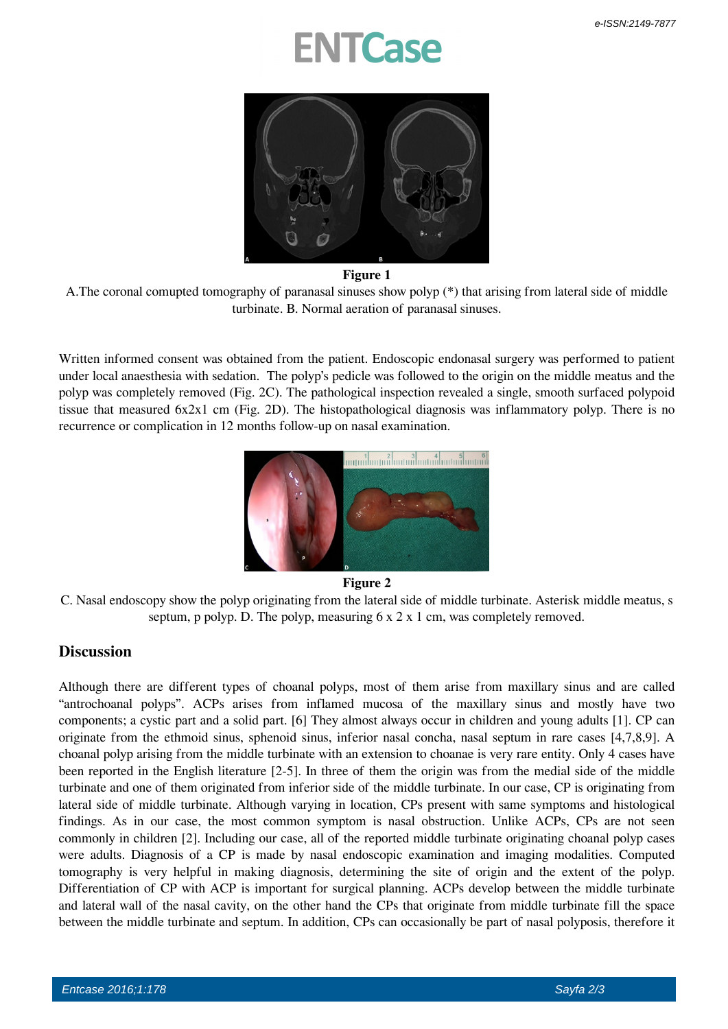**Figure 1**

A.The coronal comupted tomography of paranasal sinuses show polyp (*) that arising from lateral side of middle turbinate. B. Normal aeration of paranasal sinuses.

Written informed consent was obtained from the patient. Endoscopic endonasal surgery was performed to patient under local anaesthesia with sedation. The polyp's pedicle was followed to the origin on the middle meatus and the polyp was completely removed (Fig. 2C). The pathological inspection revealed a single, smooth surfaced polypoid tissue that measured 6x2x1 cm (Fig. 2D). The histopathological diagnosis was inflammatory polyp. There is no recurrence or complication in 12 months follow-up on nasal examination.

**Figure 2**

C. Nasal endoscopy show the polyp originating from the lateral side of middle turbinate. Asterisk middle meatus, s septum, p polyp. D. The polyp, measuring 6 x 2 x 1 cm, was completely removed.

## Discussion

Although there are different types of choanal polyps, most of them arise from maxillary sinus and are called "antrochoanal polyps". ACPs arises from inflamed mucosa of the maxillary sinus and mostly have two components; a cystic part and a solid part. [6] They almost always occur in children and young adults [1]. CP can originate from the ethmoid sinus, sphenoid sinus, inferior nasal concha, nasal septum in rare cases [4,7,8,9]. A choanal polyp arising from the middle turbinate with an extension to choanae is very rare entity. Only 4 cases have been reported in the English literature [2-5]. In three of them the origin was from the medial side of the middle turbinate and one of them originated from inferior side of the middle turbinate. In our case, CP is originating from lateral side of middle turbinate. Although varying in location, CPs present with same symptoms and histological findings. As in our case, the most common symptom is nasal obstruction. Unlike ACPs, CPs are not seen commonly in children [2]. Including our case, all of the reported middle turbinate originating choanal polyp cases were adults. Diagnosis of a CP is made by nasal endoscopic examination and imaging modalities. Computed tomography is very helpful in making diagnosis, determining the site of origin and the extent of the polyp. Differentiation of CP with ACP is important for surgical planning. ACPs develop between the middle turbinate and lateral wall of the nasal cavity, on the other hand the CPs that originate from middle turbinate fill the space between the middle turbinate and septum. In addition, CPs can occasionally be part of nasal polyposis, therefore it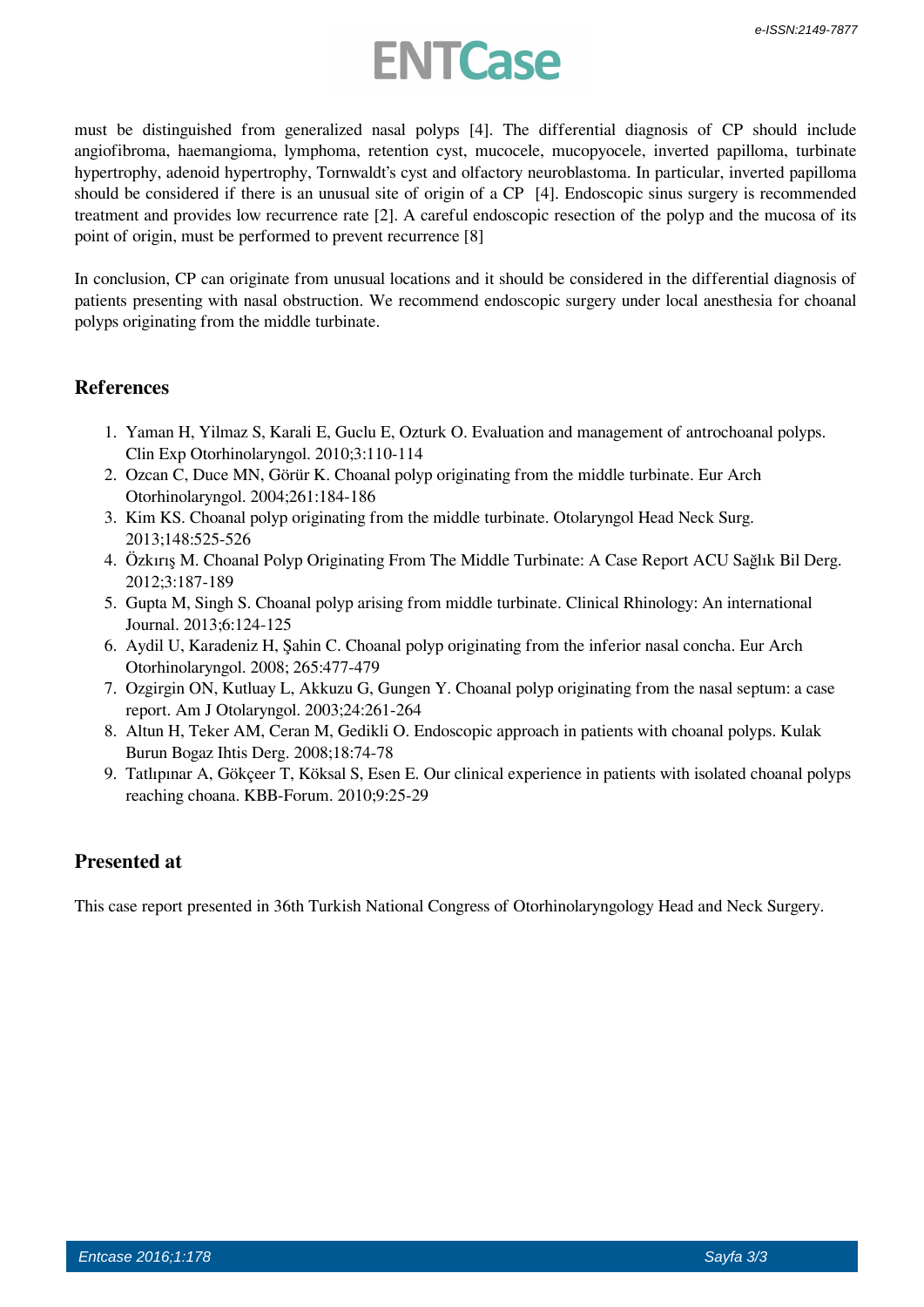must be distinguished from generalized nasal polyps [4]. The differential diagnosis of CP should include angiofibroma, haemangioma, lymphoma, retention cyst, mucocele, mucopyocele, inverted papilloma, turbinate hypertrophy, adenoid hypertrophy, Tornwaldt's cyst and olfactory neuroblastoma. In particular, inverted papilloma should be considered if there is an unusual site of origin of a CP [4]. Endoscopic sinus surgery is recommended treatment and provides low recurrence rate [2]. A careful endoscopic resection of the polyp and the mucosa of its point of origin, must be performed to prevent recurrence [8]

In conclusion, CP can originate from unusual locations and it should be considered in the differential diagnosis of patients presenting with nasal obstruction. We recommend endoscopic surgery under local anesthesia for choanal polyps originating from the middle turbinate.

## References

1. Yaman H, Yilmaz S, Karali E, Guclu E, Ozturk O. Evaluation and management of antrochoanal polyps. Clin Exp Otorhinolaryngol. 2010;3:110-114
2. Ozcan C, Duce MN, Görür K. Choanal polyp originating from the middle turbinate. Eur Arch Otorhinolaryngol. 2004;261:184-186
3. Kim KS. Choanal polyp originating from the middle turbinate. Otolaryngol Head Neck Surg. 2013;148:525-526
4. Özkırış M. Choanal Polyp Originating From The Middle Turbinate: A Case Report ACU Sağlık Bil Derg. 2012;3:187-189
5. Gupta M, Singh S. Choanal polyp arising from middle turbinate. Clinical Rhinology: An international Journal. 2013;6:124-125
6. Aydil U, Karadeniz H, Şahin C. Choanal polyp originating from the inferior nasal concha. Eur Arch Otorhinolaryngol. 2008; 265:477-479
7. Ozgirgin ON, Kutluay L, Akkuzu G, Gungen Y. Choanal polyp originating from the nasal septum: a case report. Am J Otolaryngol. 2003;24:261-264
8. Altun H, Teker AM, Ceran M, Gedikli O. Endoscopic approach in patients with choanal polyps. Kulak Burun Bogaz Ihtis Derg. 2008;18:74-78
9. Tatlıpınar A, Gökçeer T, Köksal S, Esen E. Our clinical experience in patients with isolated choanal polyps reaching choana. KBB-Forum. 2010;9:25-29

## Presented at

This case report presented in 36th Turkish National Congress of Otorhinolaryngology Head and Neck Surgery.